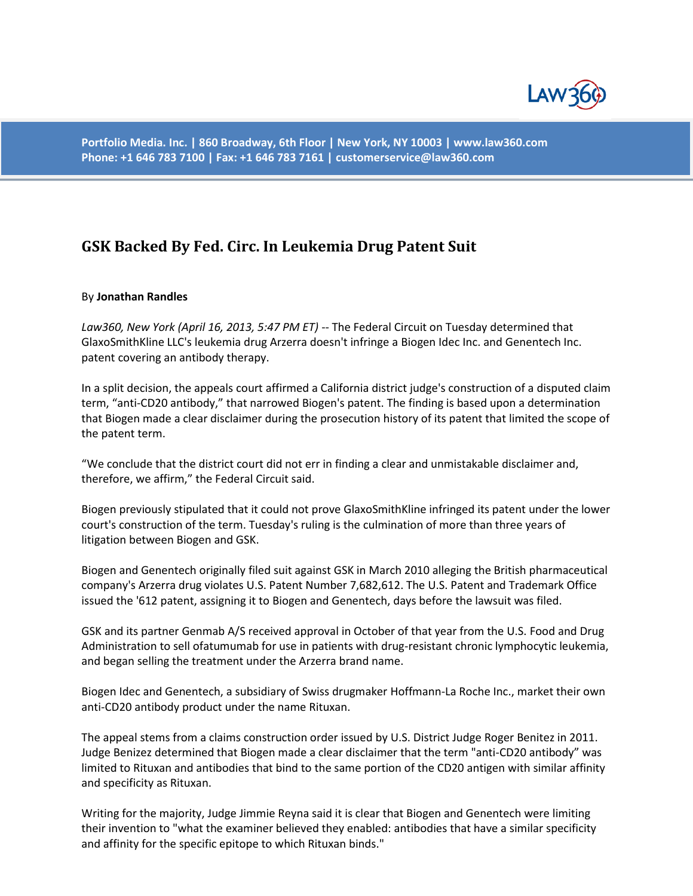# GSK Backed By Fed. Circ. In Leukemia Drug Patent Suit

By **Jonathan Randles**

*Law360, New York (April 16, 2013, 5:47 PM ET)* -- The Federal Circuit on Tuesday determined that GlaxoSmithKline LLC's leukemia drug Arzerra doesn't infringe a Biogen Idec Inc. and Genentech Inc. patent covering an antibody therapy.

In a split decision, the appeals court affirmed a California district judge's construction of a disputed claim term, "anti-CD20 antibody," that narrowed Biogen's patent. The finding is based upon a determination that Biogen made a clear disclaimer during the prosecution history of its patent that limited the scope of the patent term.

"We conclude that the district court did not err in finding a clear and unmistakable disclaimer and, therefore, we affirm," the Federal Circuit said.

Biogen previously stipulated that it could not prove GlaxoSmithKline infringed its patent under the lower court's construction of the term. Tuesday's ruling is the culmination of more than three years of litigation between Biogen and GSK.

Biogen and Genentech originally filed suit against GSK in March 2010 alleging the British pharmaceutical company's Arzerra drug violates U.S. Patent Number 7,682,612. The U.S. Patent and Trademark Office issued the '612 patent, assigning it to Biogen and Genentech, days before the lawsuit was filed.

GSK and its partner Genmab A/S received approval in October of that year from the U.S. Food and Drug Administration to sell ofatumumab for use in patients with drug-resistant chronic lymphocytic leukemia, and began selling the treatment under the Arzerra brand name.

Biogen Idec and Genentech, a subsidiary of Swiss drugmaker Hoffmann-La Roche Inc., market their own anti-CD20 antibody product under the name Rituxan.

The appeal stems from a claims construction order issued by U.S. District Judge Roger Benitez in 2011. Judge Benizez determined that Biogen made a clear disclaimer that the term "anti-CD20 antibody" was limited to Rituxan and antibodies that bind to the same portion of the CD20 antigen with similar affinity and specificity as Rituxan.

Writing for the majority, Judge Jimmie Reyna said it is clear that Biogen and Genentech were limiting their invention to "what the examiner believed they enabled: antibodies that have a similar specificity and affinity for the specific epitope to which Rituxan binds."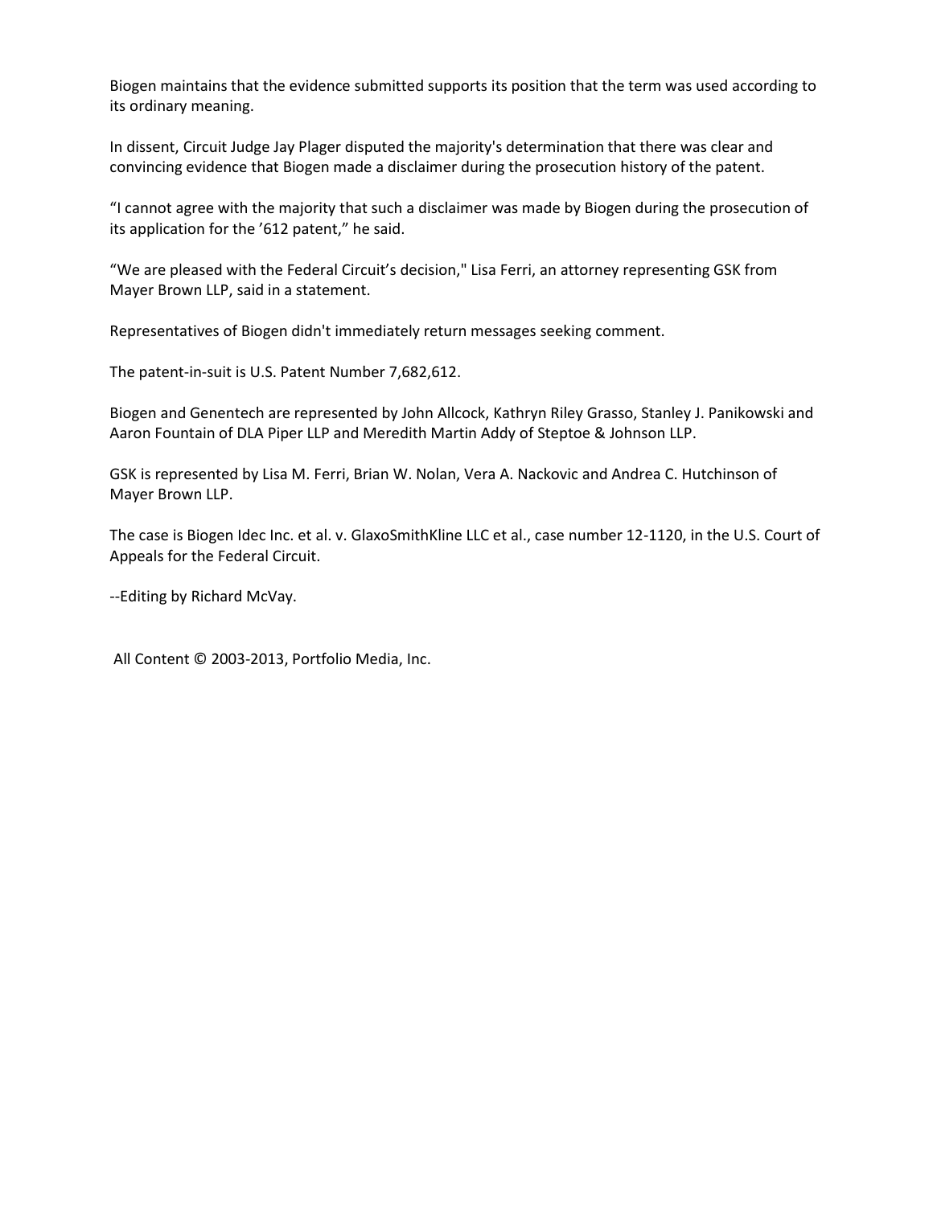Biogen maintains that the evidence submitted supports its position that the term was used according to its ordinary meaning.

In dissent, Circuit Judge Jay Plager disputed the majority's determination that there was clear and convincing evidence that Biogen made a disclaimer during the prosecution history of the patent.

"I cannot agree with the majority that such a disclaimer was made by Biogen during the prosecution of its application for the '612 patent," he said.

"We are pleased with the Federal Circuit's decision," Lisa Ferri, an attorney representing GSK from Mayer Brown LLP, said in a statement.

Representatives of Biogen didn't immediately return messages seeking comment.

The patent-in-suit is U.S. Patent Number 7,682,612.

Biogen and Genentech are represented by John Allcock, Kathryn Riley Grasso, Stanley J. Panikowski and Aaron Fountain of DLA Piper LLP and Meredith Martin Addy of Steptoe & Johnson LLP.

GSK is represented by Lisa M. Ferri, Brian W. Nolan, Vera A. Nackovic and Andrea C. Hutchinson of Mayer Brown LLP.

The case is Biogen Idec Inc. et al. v. GlaxoSmithKline LLC et al., case number 12-1120, in the U.S. Court of Appeals for the Federal Circuit.

--Editing by Richard McVay.

All Content © 2003-2013, Portfolio Media, Inc.